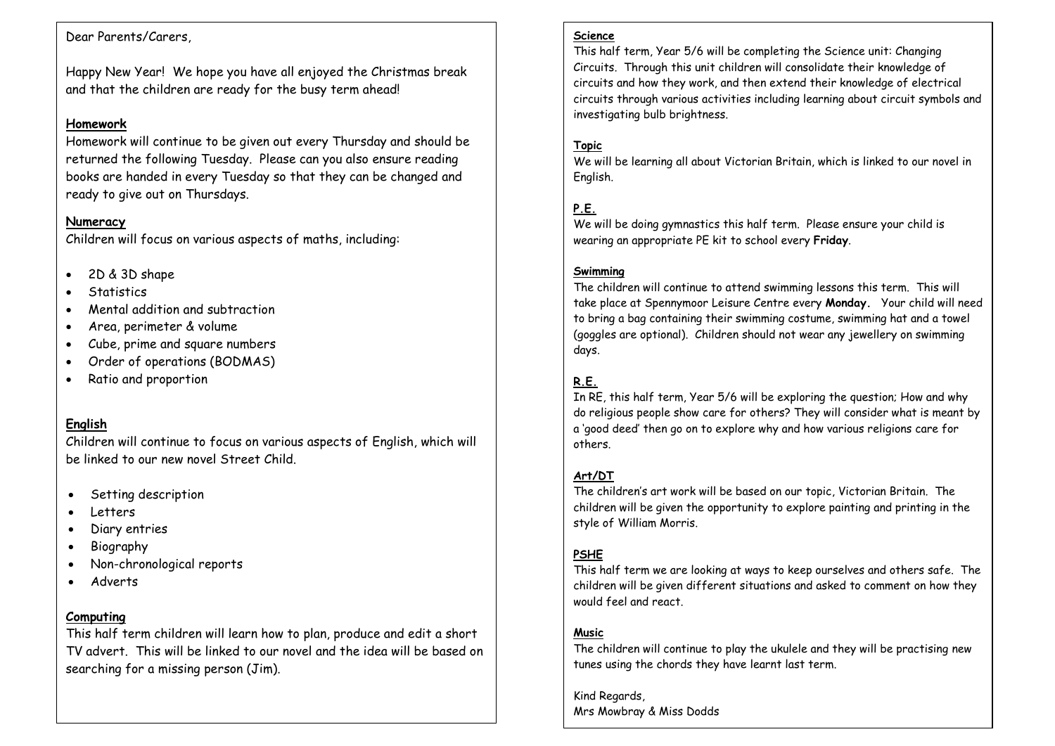Dear Parents/Carers,

Happy New Year! We hope you have all enjoyed the Christmas break and that the children are ready for the busy term ahead!

**Homework**

Homework will continue to be given out every Thursday and should be returned the following Tuesday. Please can you also ensure reading books are handed in every Tuesday so that they can be changed and ready to give out on Thursdays.

**Numeracy**

Children will focus on various aspects of maths, including:

- 2D & 3D shape
- Statistics
- Mental addition and subtraction
- Area, perimeter & volume
- Cube, prime and square numbers
- Order of operations (BODMAS)
- Ratio and proportion

**English**

Children will continue to focus on various aspects of English, which will be linked to our new novel Street Child.

- Setting description
- Letters
- Diary entries
- Biography
- Non-chronological reports
- Adverts

**Computing**

This half term children will learn how to plan, produce and edit a short TV advert. This will be linked to our novel and the idea will be based on searching for a missing person (Jim).

**Science**

This half term, Year 5/6 will be completing the Science unit: Changing Circuits. Through this unit children will consolidate their knowledge of circuits and how they work, and then extend their knowledge of electrical circuits through various activities including learning about circuit symbols and investigating bulb brightness.

**Topic**

We will be learning all about Victorian Britain, which is linked to our novel in English.

**P.E.**

We will be doing gymnastics this half term. Please ensure your child is wearing an appropriate PE kit to school every **Friday**.

**Swimming**

The children will continue to attend swimming lessons this term. This will take place at Spennymoor Leisure Centre every **Monday.** Your child will need to bring a bag containing their swimming costume, swimming hat and a towel (goggles are optional). Children should not wear any jewellery on swimming days.

**R.E.**

In RE, this half term, Year 5/6 will be exploring the question; How and why do religious people show care for others? They will consider what is meant by a 'good deed' then go on to explore why and how various religions care for others.

**Art/DT**

The children's art work will be based on our topic, Victorian Britain. The children will be given the opportunity to explore painting and printing in the style of William Morris.

**PSHE**

This half term we are looking at ways to keep ourselves and others safe. The children will be given different situations and asked to comment on how they would feel and react.

**Music**

The children will continue to play the ukulele and they will be practising new tunes using the chords they have learnt last term.

Kind Regards,
Mrs Mowbray & Miss Dodds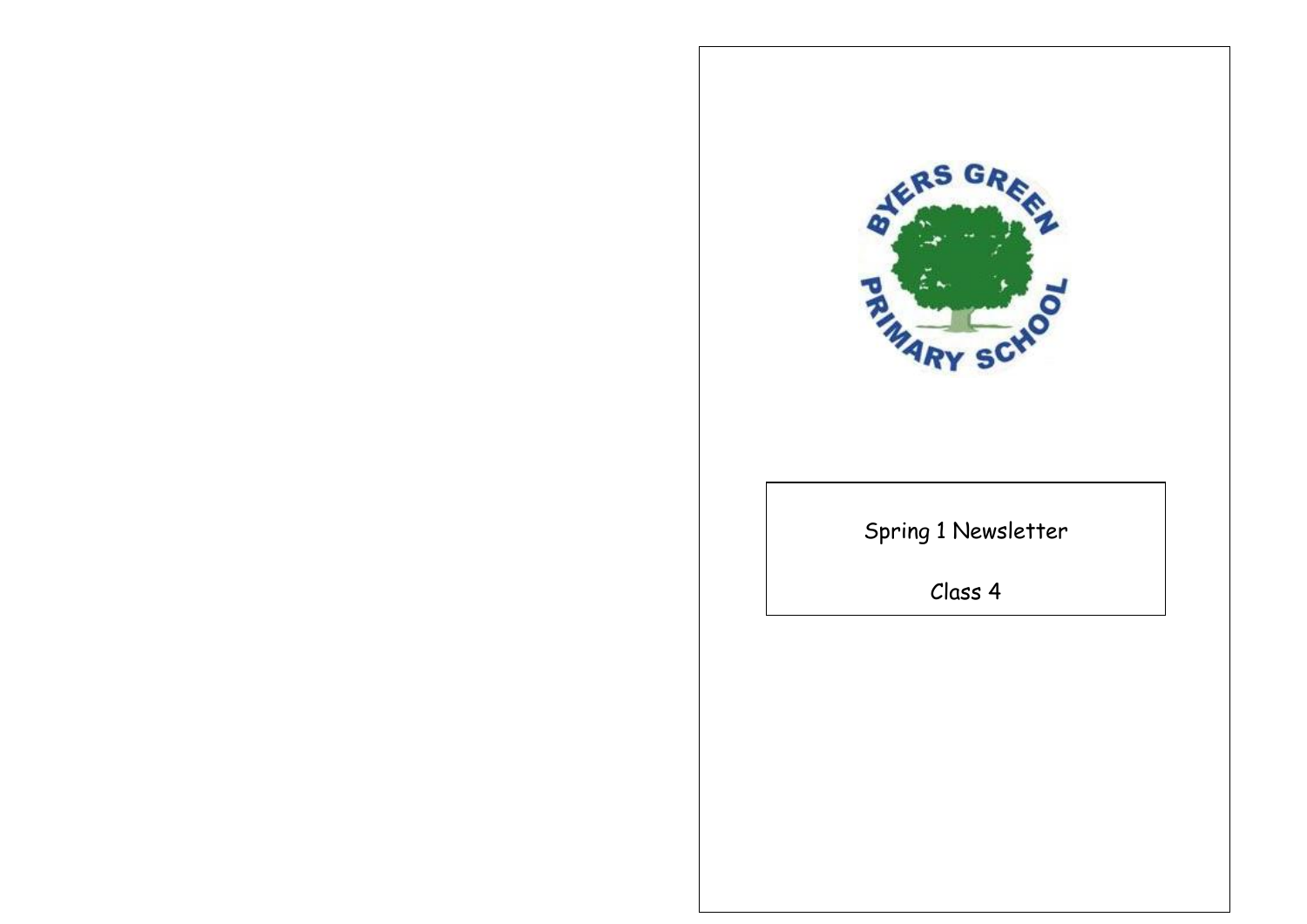Spring 1 Newsletter

Class 4